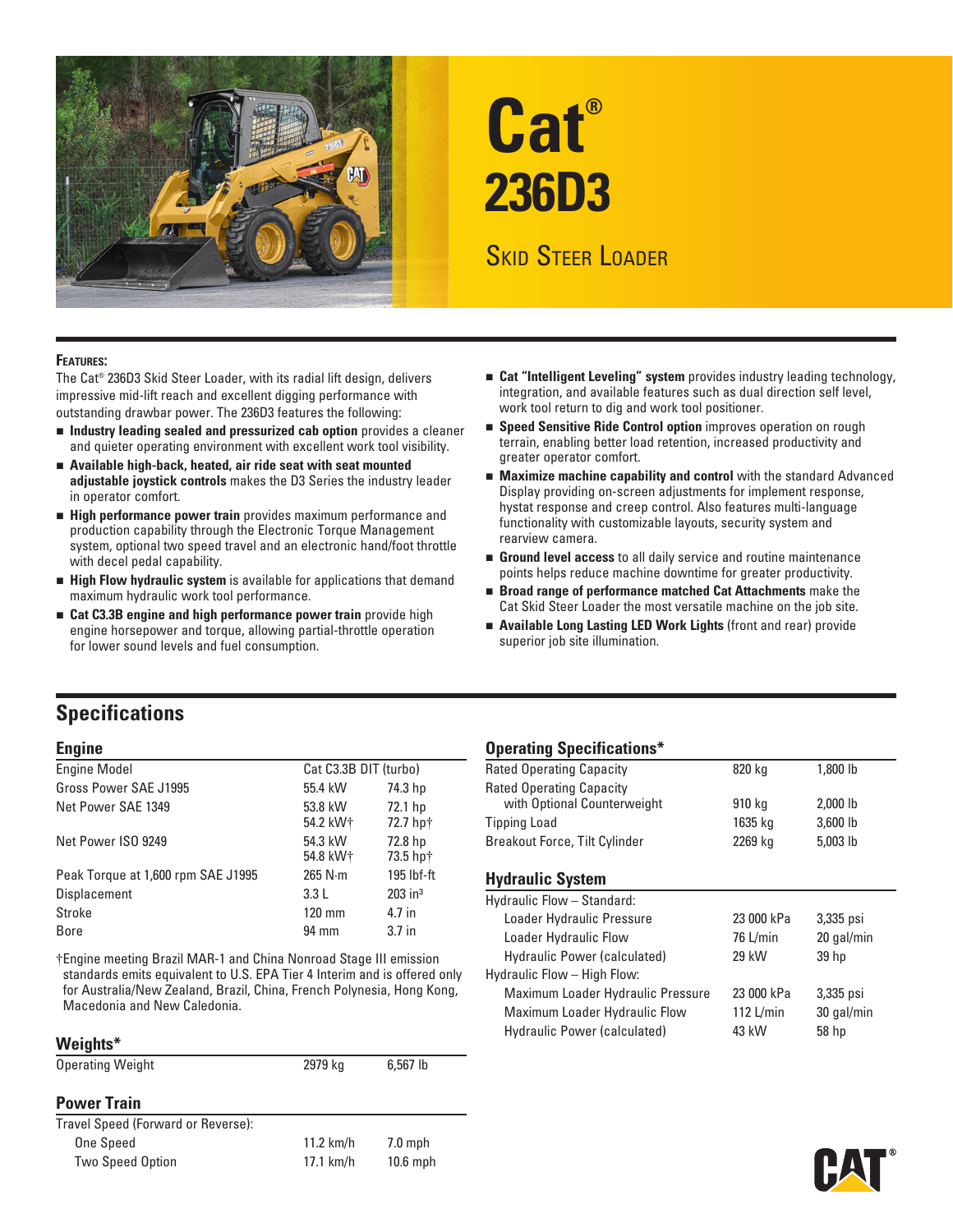# Cat® 236D3

## Skid Steer Loader

**Features:**

The Cat® 236D3 Skid Steer Loader, with its radial lift design, delivers impressive mid-lift reach and excellent digging performance with outstanding drawbar power. The 236D3 features the following:

- **Industry leading sealed and pressurized cab option** provides a cleaner and quieter operating environment with excellent work tool visibility.
- **Available high-back, heated, air ride seat with seat mounted adjustable joystick controls** makes the D3 Series the industry leader in operator comfort.
- **High performance power train** provides maximum performance and production capability through the Electronic Torque Management system, optional two speed travel and an electronic hand/foot throttle with decel pedal capability.
- **High Flow hydraulic system** is available for applications that demand maximum hydraulic work tool performance.
- **Cat C3.3B engine and high performance power train** provide high engine horsepower and torque, allowing partial-throttle operation for lower sound levels and fuel consumption.
- **Cat "Intelligent Leveling" system** provides industry leading technology, integration, and available features such as dual direction self level, work tool return to dig and work tool positioner.
- **Speed Sensitive Ride Control option** improves operation on rough terrain, enabling better load retention, increased productivity and greater operator comfort.
- **Maximize machine capability and control** with the standard Advanced Display providing on-screen adjustments for implement response, hystat response and creep control. Also features multi-language functionality with customizable layouts, security system and rearview camera.
- **Ground level access** to all daily service and routine maintenance points helps reduce machine downtime for greater productivity.
- **Broad range of performance matched Cat Attachments** make the Cat Skid Steer Loader the most versatile machine on the job site.
- **Available Long Lasting LED Work Lights** (front and rear) provide superior job site illumination.

## Specifications

### Engine

| | | |
|---|---|---|
| Engine Model | Cat C3.3B DIT (turbo) | |
| Gross Power SAE J1995 | 55.4 kW | 74.3 hp |
| Net Power SAE 1349 | 53.8 kW<br>54.2 kW† | 72.1 hp<br>72.7 hp† |
| Net Power ISO 9249 | 54.3 kW<br>54.8 kW† | 72.8 hp<br>73.5 hp† |
| Peak Torque at 1,600 rpm SAE J1995 | 265 N·m | 195 lbf-ft |
| Displacement | 3.3 L | 203 in³ |
| Stroke | 120 mm | 4.7 in |
| Bore | 94 mm | 3.7 in |

†Engine meeting Brazil MAR-1 and China Nonroad Stage III emission standards emits equivalent to U.S. EPA Tier 4 Interim and is offered only for Australia/New Zealand, Brazil, China, French Polynesia, Hong Kong, Macedonia and New Caledonia.

### Weights*

| | | |
|---|---|---|
| Operating Weight | 2979 kg | 6,567 lb |

### Power Train

| | | |
|---|---|---|
| Travel Speed (Forward or Reverse): | | |
| One Speed | 11.2 km/h | 7.0 mph |
| Two Speed Option | 17.1 km/h | 10.6 mph |

### Operating Specifications*

| | | |
|---|---|---|
| Rated Operating Capacity | 820 kg | 1,800 lb |
| Rated Operating Capacity with Optional Counterweight | 910 kg | 2,000 lb |
| Tipping Load | 1635 kg | 3,600 lb |
| Breakout Force, Tilt Cylinder | 2269 kg | 5,003 lb |

### Hydraulic System

| | | |
|---|---|---|
| Hydraulic Flow – Standard: | | |
| Loader Hydraulic Pressure | 23 000 kPa | 3,335 psi |
| Loader Hydraulic Flow | 76 L/min | 20 gal/min |
| Hydraulic Power (calculated) | 29 kW | 39 hp |
| Hydraulic Flow – High Flow: | | |
| Maximum Loader Hydraulic Pressure | 23 000 kPa | 3,335 psi |
| Maximum Loader Hydraulic Flow | 112 L/min | 30 gal/min |
| Hydraulic Power (calculated) | 43 kW | 58 hp |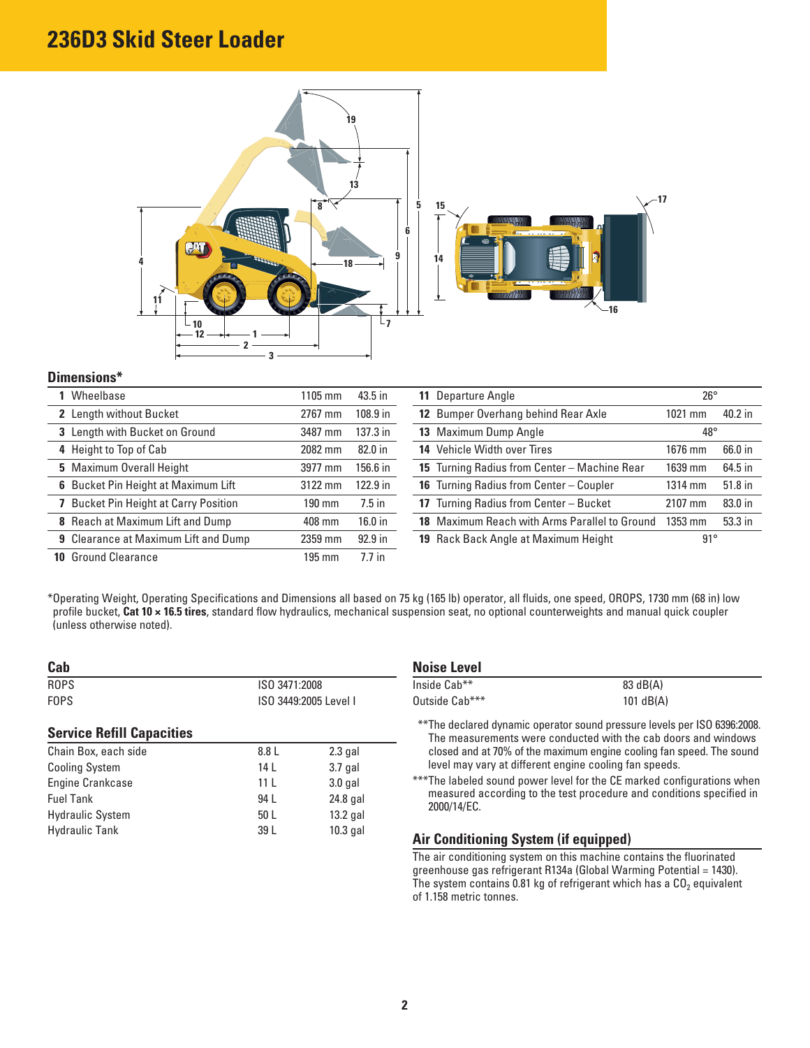# 236D3 Skid Steer Loader

## Dimensions*

| | | | |
|---|---|---|---|
| **1** Wheelbase | 1105 mm | 43.5 in |
| **2** Length without Bucket | 2767 mm | 108.9 in |
| **3** Length with Bucket on Ground | 3487 mm | 137.3 in |
| **4** Height to Top of Cab | 2082 mm | 82.0 in |
| **5** Maximum Overall Height | 3977 mm | 156.6 in |
| **6** Bucket Pin Height at Maximum Lift | 3122 mm | 122.9 in |
| **7** Bucket Pin Height at Carry Position | 190 mm | 7.5 in |
| **8** Reach at Maximum Lift and Dump | 408 mm | 16.0 in |
| **9** Clearance at Maximum Lift and Dump | 2359 mm | 92.9 in |
| **10** Ground Clearance | 195 mm | 7.7 in |

| | | |
|---|---|---|
| **11** Departure Angle | 26° | |
| **12** Bumper Overhang behind Rear Axle | 1021 mm | 40.2 in |
| **13** Maximum Dump Angle | 48° | |
| **14** Vehicle Width over Tires | 1676 mm | 66.0 in |
| **15** Turning Radius from Center – Machine Rear | 1639 mm | 64.5 in |
| **16** Turning Radius from Center – Coupler | 1314 mm | 51.8 in |
| **17** Turning Radius from Center – Bucket | 2107 mm | 83.0 in |
| **18** Maximum Reach with Arms Parallel to Ground | 1353 mm | 53.3 in |
| **19** Rack Back Angle at Maximum Height | 91° | |

*Operating Weight, Operating Specifications and Dimensions all based on 75 kg (165 lb) operator, all fluids, one speed, OROPS, 1730 mm (68 in) low profile bucket, **Cat 10 × 16.5 tires**, standard flow hydraulics, mechanical suspension seat, no optional counterweights and manual quick coupler (unless otherwise noted).

## Cab

| | |
|---|---|
| ROPS | ISO 3471:2008 |
| FOPS | ISO 3449:2005 Level I |

## Service Refill Capacities

| | | |
|---|---|---|
| Chain Box, each side | 8.8 L | 2.3 gal |
| Cooling System | 14 L | 3.7 gal |
| Engine Crankcase | 11 L | 3.0 gal |
| Fuel Tank | 94 L | 24.8 gal |
| Hydraulic System | 50 L | 13.2 gal |
| Hydraulic Tank | 39 L | 10.3 gal |

## Noise Level

| | |
|---|---|
| Inside Cab** | 83 dB(A) |
| Outside Cab*** | 101 dB(A) |

**The declared dynamic operator sound pressure levels per ISO 6396:2008. The measurements were conducted with the cab doors and windows closed and at 70% of the maximum engine cooling fan speed. The sound level may vary at different engine cooling fan speeds.

***The labeled sound power level for the CE marked configurations when measured according to the test procedure and conditions specified in 2000/14/EC.

## Air Conditioning System (if equipped)

The air conditioning system on this machine contains the fluorinated greenhouse gas refrigerant R134a (Global Warming Potential = 1430). The system contains 0.81 kg of refrigerant which has a $CO_2$ equivalent of 1.158 metric tonnes.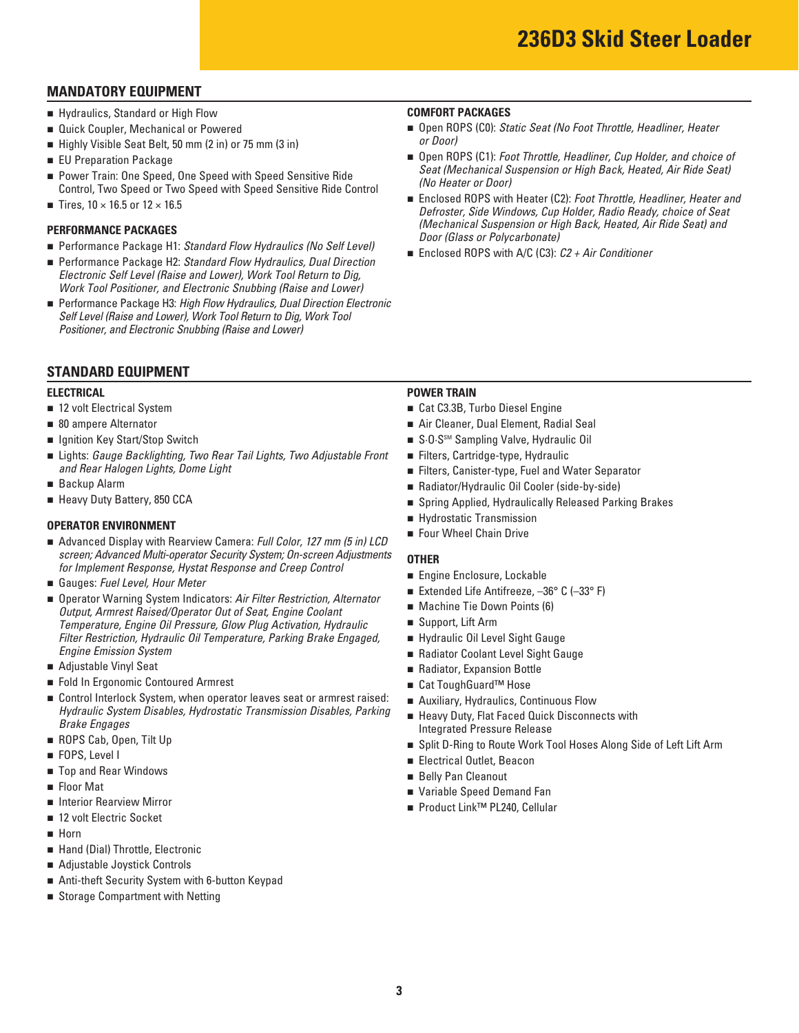# 236D3 Skid Steer Loader

## MANDATORY EQUIPMENT

- Hydraulics, Standard or High Flow
- Quick Coupler, Mechanical or Powered
- Highly Visible Seat Belt, 50 mm (2 in) or 75 mm (3 in)
- EU Preparation Package
- Power Train: One Speed, One Speed with Speed Sensitive Ride Control, Two Speed or Two Speed with Speed Sensitive Ride Control
- Tires, 10 × 16.5 or 12 × 16.5

### PERFORMANCE PACKAGES

- Performance Package H1: *Standard Flow Hydraulics (No Self Level)*
- Performance Package H2: *Standard Flow Hydraulics, Dual Direction Electronic Self Level (Raise and Lower), Work Tool Return to Dig, Work Tool Positioner, and Electronic Snubbing (Raise and Lower)*
- Performance Package H3: *High Flow Hydraulics, Dual Direction Electronic Self Level (Raise and Lower), Work Tool Return to Dig, Work Tool Positioner, and Electronic Snubbing (Raise and Lower)*

### COMFORT PACKAGES

- Open ROPS (C0): *Static Seat (No Foot Throttle, Headliner, Heater or Door)*
- Open ROPS (C1): *Foot Throttle, Headliner, Cup Holder, and choice of Seat (Mechanical Suspension or High Back, Heated, Air Ride Seat) (No Heater or Door)*
- Enclosed ROPS with Heater (C2): *Foot Throttle, Headliner, Heater and Defroster, Side Windows, Cup Holder, Radio Ready, choice of Seat (Mechanical Suspension or High Back, Heated, Air Ride Seat) and Door (Glass or Polycarbonate)*
- Enclosed ROPS with A/C (C3): *C2 + Air Conditioner*

## STANDARD EQUIPMENT

### ELECTRICAL

- 12 volt Electrical System
- 80 ampere Alternator
- Ignition Key Start/Stop Switch
- Lights: *Gauge Backlighting, Two Rear Tail Lights, Two Adjustable Front and Rear Halogen Lights, Dome Light*
- Backup Alarm
- Heavy Duty Battery, 850 CCA

### OPERATOR ENVIRONMENT

- Advanced Display with Rearview Camera: *Full Color, 127 mm (5 in) LCD screen; Advanced Multi-operator Security System; On-screen Adjustments for Implement Response, Hystat Response and Creep Control*
- Gauges: *Fuel Level, Hour Meter*
- Operator Warning System Indicators: *Air Filter Restriction, Alternator Output, Armrest Raised/Operator Out of Seat, Engine Coolant Temperature, Engine Oil Pressure, Glow Plug Activation, Hydraulic Filter Restriction, Hydraulic Oil Temperature, Parking Brake Engaged, Engine Emission System*
- Adjustable Vinyl Seat
- Fold In Ergonomic Contoured Armrest
- Control Interlock System, when operator leaves seat or armrest raised: *Hydraulic System Disables, Hydrostatic Transmission Disables, Parking Brake Engages*
- ROPS Cab, Open, Tilt Up
- FOPS, Level I
- Top and Rear Windows
- Floor Mat
- Interior Rearview Mirror
- 12 volt Electric Socket
- Horn
- Hand (Dial) Throttle, Electronic
- Adjustable Joystick Controls
- Anti-theft Security System with 6-button Keypad
- Storage Compartment with Netting

### POWER TRAIN

- Cat C3.3B, Turbo Diesel Engine
- Air Cleaner, Dual Element, Radial Seal
- S·O·S℠ Sampling Valve, Hydraulic Oil
- Filters, Cartridge-type, Hydraulic
- Filters, Canister-type, Fuel and Water Separator
- Radiator/Hydraulic Oil Cooler (side-by-side)
- Spring Applied, Hydraulically Released Parking Brakes
- Hydrostatic Transmission
- Four Wheel Chain Drive

### OTHER

- Engine Enclosure, Lockable
- Extended Life Antifreeze, –36° C (–33° F)
- Machine Tie Down Points (6)
- Support, Lift Arm
- Hydraulic Oil Level Sight Gauge
- Radiator Coolant Level Sight Gauge
- Radiator, Expansion Bottle
- Cat ToughGuard™ Hose
- Auxiliary, Hydraulics, Continuous Flow
- Heavy Duty, Flat Faced Quick Disconnects with Integrated Pressure Release
- Split D-Ring to Route Work Tool Hoses Along Side of Left Lift Arm
- Electrical Outlet, Beacon
- Belly Pan Cleanout
- Variable Speed Demand Fan
- Product Link™ PL240, Cellular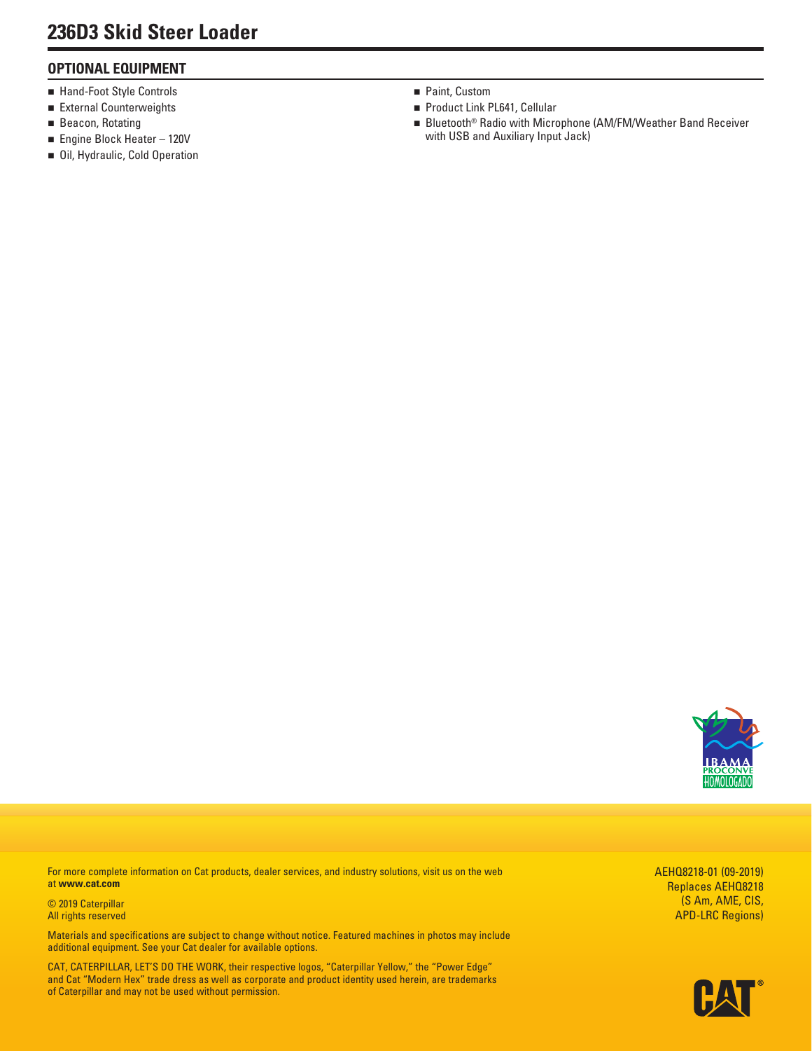# 236D3 Skid Steer Loader

## OPTIONAL EQUIPMENT

- Hand-Foot Style Controls
- External Counterweights
- Beacon, Rotating
- Engine Block Heater – 120V
- Oil, Hydraulic, Cold Operation
- Paint, Custom
- Product Link PL641, Cellular
- Bluetooth® Radio with Microphone (AM/FM/Weather Band Receiver with USB and Auxiliary Input Jack)

IBAMA PROCONVE HOMOLOGADO

For more complete information on Cat products, dealer services, and industry solutions, visit us on the web at **www.cat.com**

© 2019 Caterpillar
All rights reserved

Materials and specifications are subject to change without notice. Featured machines in photos may include additional equipment. See your Cat dealer for available options.

CAT, CATERPILLAR, LET'S DO THE WORK, their respective logos, "Caterpillar Yellow," the "Power Edge" and Cat "Modern Hex" trade dress as well as corporate and product identity used herein, are trademarks of Caterpillar and may not be used without permission.

AEHQ8218-01 (09-2019)
Replaces AEHQ8218
(S Am, AME, CIS,
APD-LRC Regions)